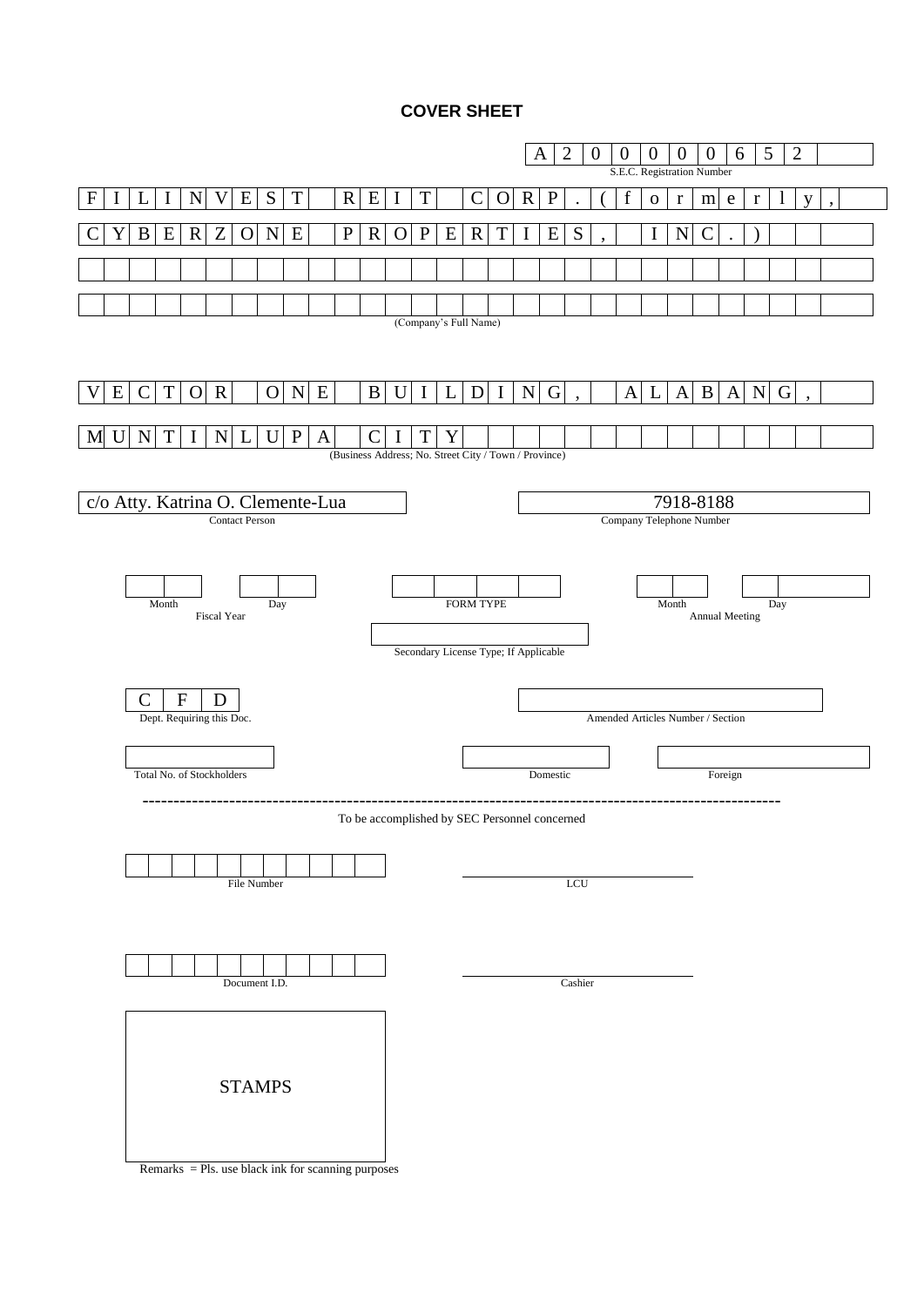# COVER SHEET

**A200000652**
S.E.C. Registration Number

FILINVEST REIT CORP. (formerly, CYBERZONE PROPERTIES, INC.)

(Company's Full Name)

VECTOR ONE BUILDING, ALABANG, MUNTINLUPA CITY

(Business Address; No. Street City / Town / Province)

| c/o Atty. Katrina O. Clemente-Lua | 7918-8188 |
|---|---|
| Contact Person | Company Telephone Number |

| Month / Day | FORM TYPE | Month / Day |
|---|---|---|
| Fiscal Year | | Annual Meeting |

Secondary License Type; If Applicable

**CFD**
Dept. Requiring this Doc.

Amended Articles Number / Section

| Total No. of Stockholders | Domestic | Foreign |
|---|---|---|
| | | |

---

To be accomplished by SEC Personnel concerned

| File Number | LCU |
|---|---|
| | |

| Document I.D. | Cashier |
|---|---|
| | |

STAMPS

Remarks = Pls. use black ink for scanning purposes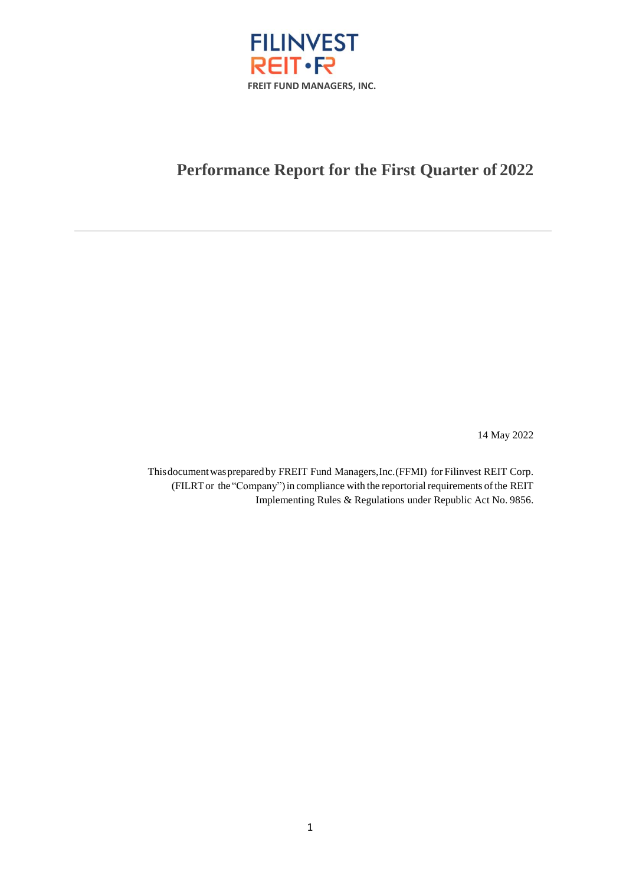FILINVEST
REIT • FR
FREIT FUND MANAGERS, INC.

# Performance Report for the First Quarter of 2022

---

14 May 2022

This document was prepared by FREIT Fund Managers, Inc. (FFMI) for Filinvest REIT Corp. (FILRT or the "Company") in compliance with the reportorial requirements of the REIT Implementing Rules & Regulations under Republic Act No. 9856.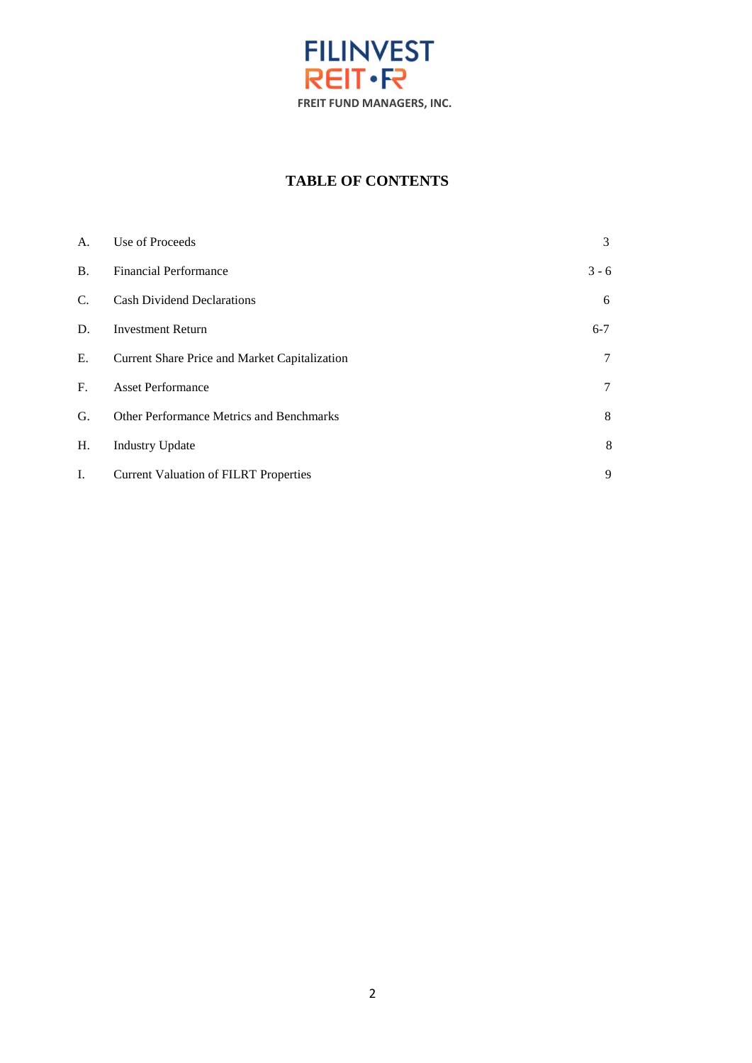FILINVEST
REIT • FR
FREIT FUND MANAGERS, INC.

# TABLE OF CONTENTS

| | | |
|---|---|---|
| A. | Use of Proceeds | 3 |
| B. | Financial Performance | 3 - 6 |
| C. | Cash Dividend Declarations | 6 |
| D. | Investment Return | 6-7 |
| E. | Current Share Price and Market Capitalization | 7 |
| F. | Asset Performance | 7 |
| G. | Other Performance Metrics and Benchmarks | 8 |
| H. | Industry Update | 8 |
| I. | Current Valuation of FILRT Properties | 9 |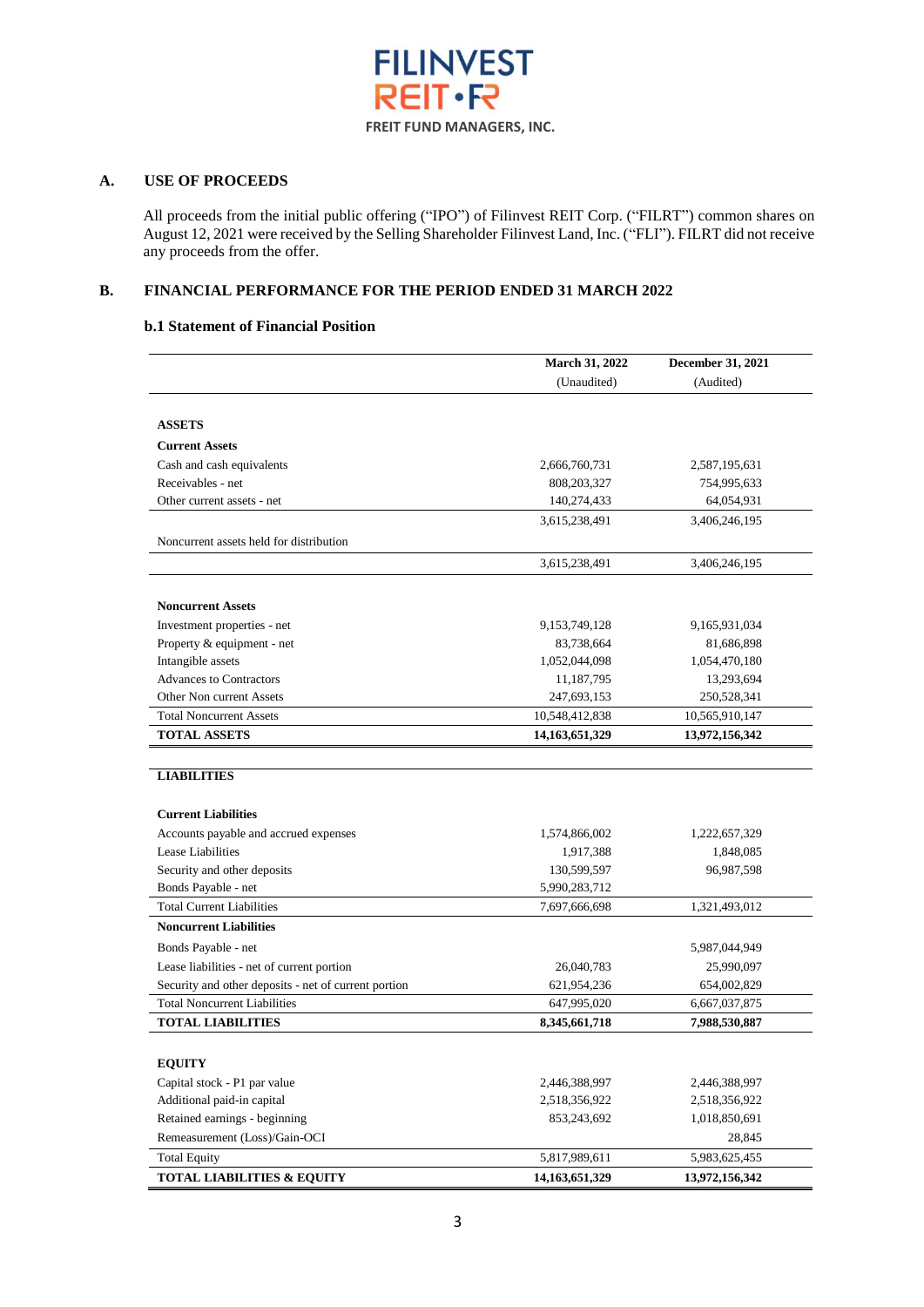FILINVEST REIT • FR

FREIT FUND MANAGERS, INC.

## A. USE OF PROCEEDS

All proceeds from the initial public offering ("IPO") of Filinvest REIT Corp. ("FILRT") common shares on August 12, 2021 were received by the Selling Shareholder Filinvest Land, Inc. ("FLI"). FILRT did not receive any proceeds from the offer.

## B. FINANCIAL PERFORMANCE FOR THE PERIOD ENDED 31 MARCH 2022

### b.1 Statement of Financial Position

| | March 31, 2022 | December 31, 2021 |
|---|---|---|
| | (Unaudited) | (Audited) |
| **ASSETS** | | |
| **Current Assets** | | |
| Cash and cash equivalents | 2,666,760,731 | 2,587,195,631 |
| Receivables - net | 808,203,327 | 754,995,633 |
| Other current assets - net | 140,274,433 | 64,054,931 |
| | 3,615,238,491 | 3,406,246,195 |
| Noncurrent assets held for distribution | | |
| | 3,615,238,491 | 3,406,246,195 |
| **Noncurrent Assets** | | |
| Investment properties - net | 9,153,749,128 | 9,165,931,034 |
| Property & equipment - net | 83,738,664 | 81,686,898 |
| Intangible assets | 1,052,044,098 | 1,054,470,180 |
| Advances to Contractors | 11,187,795 | 13,293,694 |
| Other Non current Assets | 247,693,153 | 250,528,341 |
| Total Noncurrent Assets | 10,548,412,838 | 10,565,910,147 |
| **TOTAL ASSETS** | **14,163,651,329** | **13,972,156,342** |
| **LIABILITIES** | | |
| **Current Liabilities** | | |
| Accounts payable and accrued expenses | 1,574,866,002 | 1,222,657,329 |
| Lease Liabilities | 1,917,388 | 1,848,085 |
| Security and other deposits | 130,599,597 | 96,987,598 |
| Bonds Payable - net | 5,990,283,712 | |
| Total Current Liabilities | 7,697,666,698 | 1,321,493,012 |
| **Noncurrent Liabilities** | | |
| Bonds Payable - net | | 5,987,044,949 |
| Lease liabilities - net of current portion | 26,040,783 | 25,990,097 |
| Security and other deposits - net of current portion | 621,954,236 | 654,002,829 |
| Total Noncurrent Liabilities | 647,995,020 | 6,667,037,875 |
| **TOTAL LIABILITIES** | **8,345,661,718** | **7,988,530,887** |
| **EQUITY** | | |
| Capital stock - P1 par value | 2,446,388,997 | 2,446,388,997 |
| Additional paid-in capital | 2,518,356,922 | 2,518,356,922 |
| Retained earnings - beginning | 853,243,692 | 1,018,850,691 |
| Remeasurement (Loss)/Gain-OCI | | 28,845 |
| Total Equity | 5,817,989,611 | 5,983,625,455 |
| **TOTAL LIABILITIES & EQUITY** | **14,163,651,329** | **13,972,156,342** |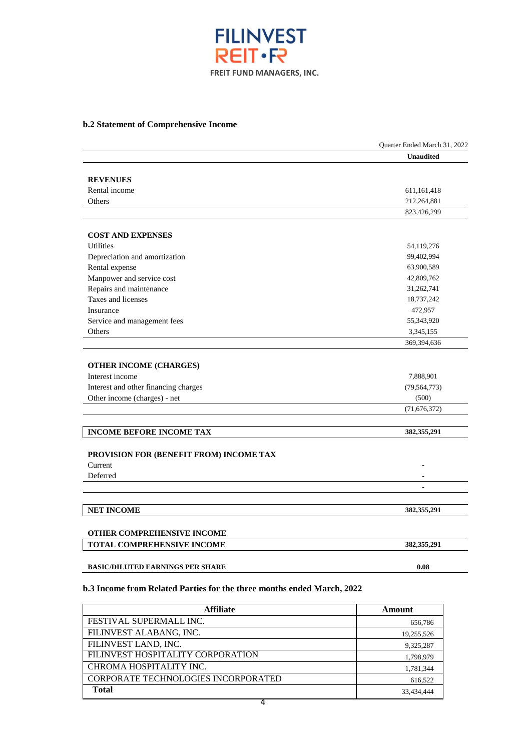FILINVEST REIT•FR
FREIT FUND MANAGERS, INC.

### b.2 Statement of Comprehensive Income

| | Quarter Ended March 31, 2022 |
|---|---|
| | **Unaudited** |
| **REVENUES** | |
| Rental income | 611,161,418 |
| Others | 212,264,881 |
| | 823,426,299 |
| **COST AND EXPENSES** | |
| Utilities | 54,119,276 |
| Depreciation and amortization | 99,402,994 |
| Rental expense | 63,900,589 |
| Manpower and service cost | 42,809,762 |
| Repairs and maintenance | 31,262,741 |
| Taxes and licenses | 18,737,242 |
| Insurance | 472,957 |
| Service and management fees | 55,343,920 |
| Others | 3,345,155 |
| | 369,394,636 |
| **OTHER INCOME (CHARGES)** | |
| Interest income | 7,888,901 |
| Interest and other financing charges | (79,564,773) |
| Other income (charges) - net | (500) |
| | (71,676,372) |
| **INCOME BEFORE INCOME TAX** | **382,355,291** |
| **PROVISION FOR (BENEFIT FROM) INCOME TAX** | |
| Current | - |
| Deferred | - |
| | - |
| **NET INCOME** | **382,355,291** |
| **OTHER COMPREHENSIVE INCOME** | |
| **TOTAL COMPREHENSIVE INCOME** | **382,355,291** |
| **BASIC/DILUTED EARNINGS PER SHARE** | **0.08** |

### b.3 Income from Related Parties for the three months ended March, 2022

| Affiliate | Amount |
|---|---|
| FESTIVAL SUPERMALL INC. | 656,786 |
| FILINVEST ALABANG, INC. | 19,255,526 |
| FILINVEST LAND, INC. | 9,325,287 |
| FILINVEST HOSPITALITY CORPORATION | 1,798,979 |
| CHROMA HOSPITALITY INC. | 1,781,344 |
| CORPORATE TECHNOLOGIES INCORPORATED | 616,522 |
| **Total** | 33,434,444 |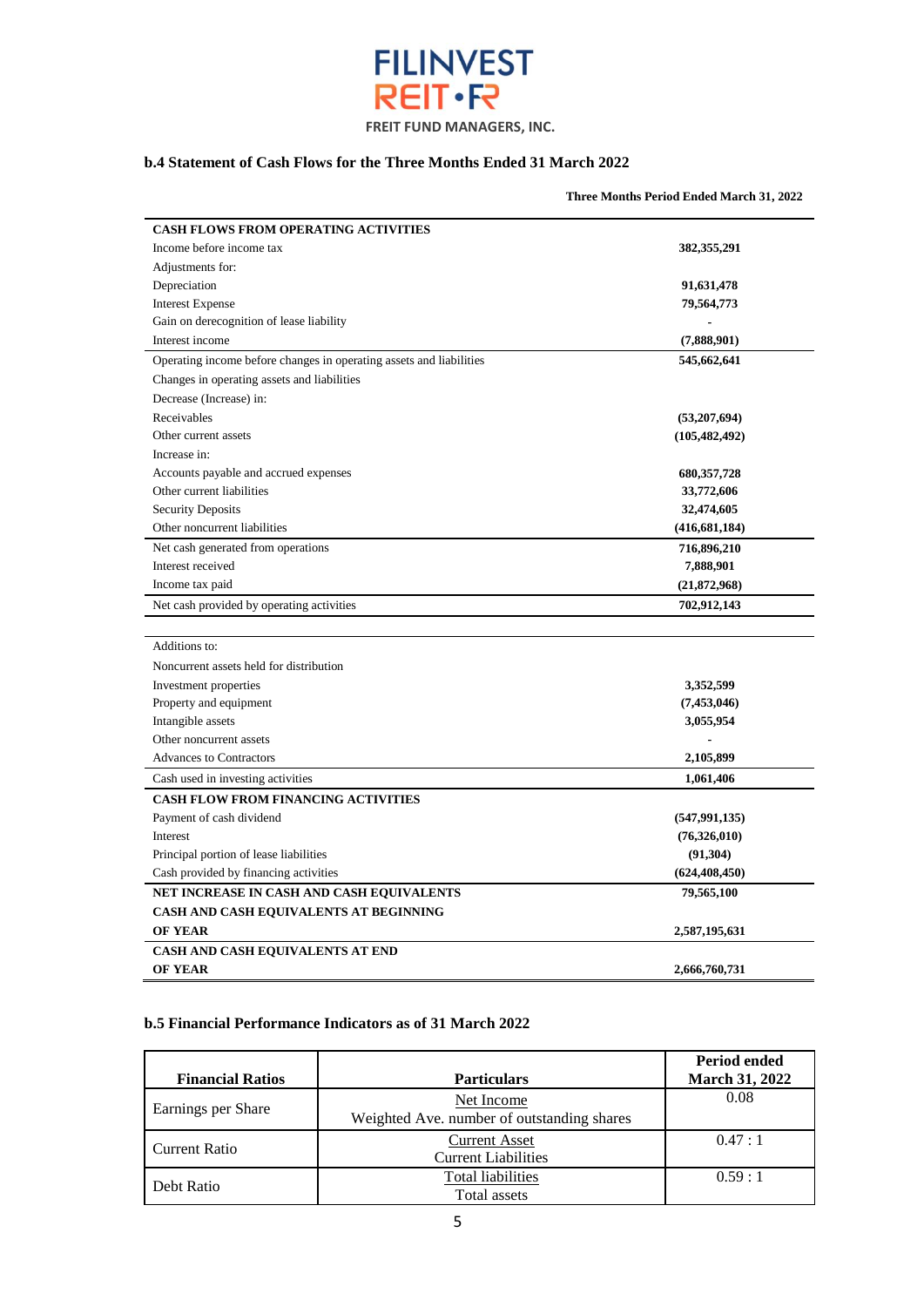FILINVEST REIT • FR

FREIT FUND MANAGERS, INC.

### b.4 Statement of Cash Flows for the Three Months Ended 31 March 2022

| | Three Months Period Ended March 31, 2022 |
|---|---|
| **CASH FLOWS FROM OPERATING ACTIVITIES** | |
| Income before income tax | **382,355,291** |
| Adjustments for: | |
| Depreciation | **91,631,478** |
| Interest Expense | **79,564,773** |
| Gain on derecognition of lease liability | **-** |
| Interest income | **(7,888,901)** |
| Operating income before changes in operating assets and liabilities | **545,662,641** |
| Changes in operating assets and liabilities | |
| Decrease (Increase) in: | |
| Receivables | **(53,207,694)** |
| Other current assets | **(105,482,492)** |
| Increase in: | |
| Accounts payable and accrued expenses | **680,357,728** |
| Other current liabilities | **33,772,606** |
| Security Deposits | **32,474,605** |
| Other noncurrent liabilities | **(416,681,184)** |
| Net cash generated from operations | **716,896,210** |
| Interest received | **7,888,901** |
| Income tax paid | **(21,872,968)** |
| Net cash provided by operating activities | **702,912,143** |
| | |
| Additions to: | |
| Noncurrent assets held for distribution | |
| Investment properties | **3,352,599** |
| Property and equipment | **(7,453,046)** |
| Intangible assets | **3,055,954** |
| Other noncurrent assets | **-** |
| Advances to Contractors | **2,105,899** |
| Cash used in investing activities | **1,061,406** |
| **CASH FLOW FROM FINANCING ACTIVITIES** | |
| Payment of cash dividend | **(547,991,135)** |
| Interest | **(76,326,010)** |
| Principal portion of lease liabilities | **(91,304)** |
| Cash provided by financing activities | **(624,408,450)** |
| **NET INCREASE IN CASH AND CASH EQUIVALENTS** | **79,565,100** |
| **CASH AND CASH EQUIVALENTS AT BEGINNING OF YEAR** | **2,587,195,631** |
| **CASH AND CASH EQUIVALENTS AT END OF YEAR** | **2,666,760,731** |

### b.5 Financial Performance Indicators as of 31 March 2022

| Financial Ratios | Particulars | Period ended March 31, 2022 |
|---|---|---|
| Earnings per Share | Net Income / Weighted Ave. number of outstanding shares | 0.08 |
| Current Ratio | Current Asset / Current Liabilities | 0.47 : 1 |
| Debt Ratio | Total liabilities / Total assets | 0.59 : 1 |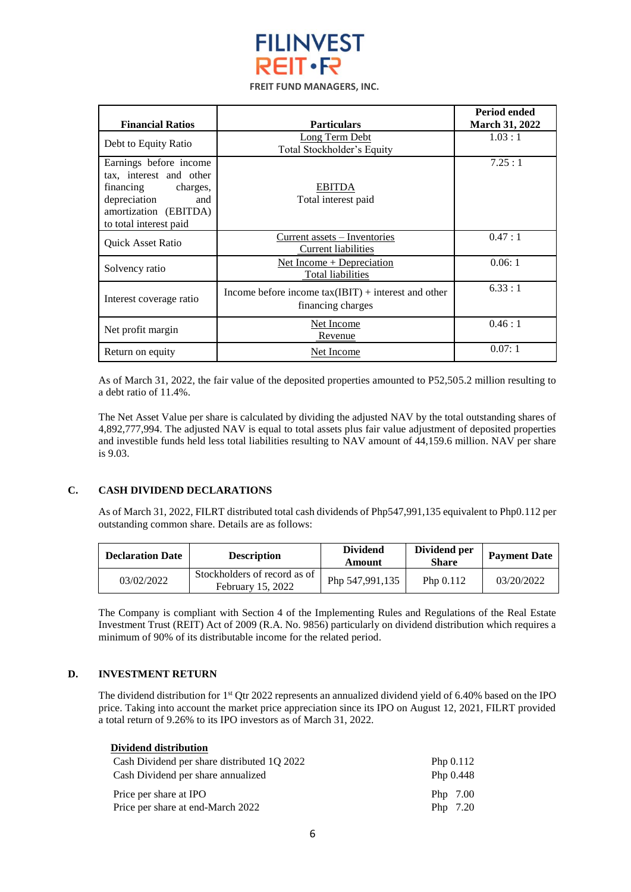FILINVEST REIT • FR

FREIT FUND MANAGERS, INC.

| Financial Ratios | Particulars | Period ended March 31, 2022 |
|---|---|---|
| Debt to Equity Ratio | Long Term Debt / Total Stockholder's Equity | 1.03 : 1 |
| Earnings before income tax, interest and other financing charges, depreciation and amortization (EBITDA) to total interest paid | EBITDA / Total interest paid | 7.25 : 1 |
| Quick Asset Ratio | Current assets – Inventories / Current liabilities | 0.47 : 1 |
| Solvency ratio | Net Income + Depreciation / Total liabilities | 0.06: 1 |
| Interest coverage ratio | Income before income tax(IBIT) + interest and other financing charges | 6.33 : 1 |
| Net profit margin | Net Income / Revenue | 0.46 : 1 |
| Return on equity | Net Income | 0.07: 1 |

As of March 31, 2022, the fair value of the deposited properties amounted to P52,505.2 million resulting to a debt ratio of 11.4%.

The Net Asset Value per share is calculated by dividing the adjusted NAV by the total outstanding shares of 4,892,777,994. The adjusted NAV is equal to total assets plus fair value adjustment of deposited properties and investible funds held less total liabilities resulting to NAV amount of 44,159.6 million. NAV per share is 9.03.

## C. CASH DIVIDEND DECLARATIONS

As of March 31, 2022, FILRT distributed total cash dividends of Php547,991,135 equivalent to Php0.112 per outstanding common share. Details are as follows:

| Declaration Date | Description | Dividend Amount | Dividend per Share | Payment Date |
|---|---|---|---|---|
| 03/02/2022 | Stockholders of record as of February 15, 2022 | Php 547,991,135 | Php 0.112 | 03/20/2022 |

The Company is compliant with Section 4 of the Implementing Rules and Regulations of the Real Estate Investment Trust (REIT) Act of 2009 (R.A. No. 9856) particularly on dividend distribution which requires a minimum of 90% of its distributable income for the related period.

## D. INVESTMENT RETURN

The dividend distribution for 1st Qtr 2022 represents an annualized dividend yield of 6.40% based on the IPO price. Taking into account the market price appreciation since its IPO on August 12, 2021, FILRT provided a total return of 9.26% to its IPO investors as of March 31, 2022.

**Dividend distribution**

| | |
|---|---|
| Cash Dividend per share distributed 1Q 2022 | Php 0.112 |
| Cash Dividend per share annualized | Php 0.448 |
| Price per share at IPO | Php 7.00 |
| Price per share at end-March 2022 | Php 7.20 |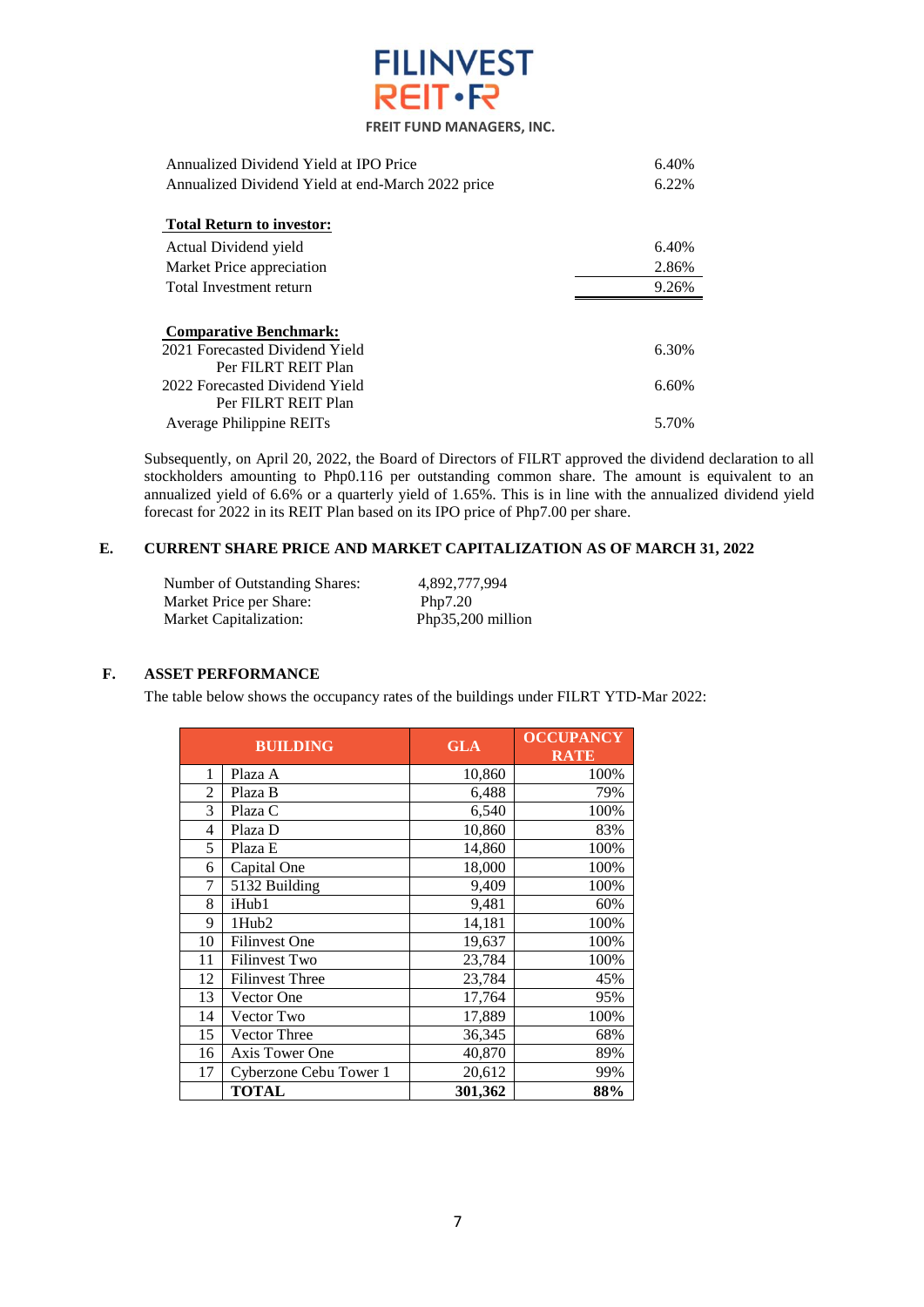| | |
|---|---|
| Annualized Dividend Yield at IPO Price | 6.40% |
| Annualized Dividend Yield at end-March 2022 price | 6.22% |

**Total Return to investor:**

| | |
|---|---|
| Actual Dividend yield | 6.40% |
| Market Price appreciation | 2.86% |
| Total Investment return | 9.26% |

**Comparative Benchmark:**

| | |
|---|---|
| 2021 Forecasted Dividend Yield Per FILRT REIT Plan | 6.30% |
| 2022 Forecasted Dividend Yield Per FILRT REIT Plan | 6.60% |
| Average Philippine REITs | 5.70% |

Subsequently, on April 20, 2022, the Board of Directors of FILRT approved the dividend declaration to all stockholders amounting to Php0.116 per outstanding common share. The amount is equivalent to an annualized yield of 6.6% or a quarterly yield of 1.65%. This is in line with the annualized dividend yield forecast for 2022 in its REIT Plan based on its IPO price of Php7.00 per share.

## E. CURRENT SHARE PRICE AND MARKET CAPITALIZATION AS OF MARCH 31, 2022

| | |
|---|---|
| Number of Outstanding Shares: | 4,892,777,994 |
| Market Price per Share: | Php7.20 |
| Market Capitalization: | Php35,200 million |

## F. ASSET PERFORMANCE

The table below shows the occupancy rates of the buildings under FILRT YTD-Mar 2022:

| | BUILDING | GLA | OCCUPANCY RATE |
|---|---|---|---|
| 1 | Plaza A | 10,860 | 100% |
| 2 | Plaza B | 6,488 | 79% |
| 3 | Plaza C | 6,540 | 100% |
| 4 | Plaza D | 10,860 | 83% |
| 5 | Plaza E | 14,860 | 100% |
| 6 | Capital One | 18,000 | 100% |
| 7 | 5132 Building | 9,409 | 100% |
| 8 | iHub1 | 9,481 | 60% |
| 9 | 1Hub2 | 14,181 | 100% |
| 10 | Filinvest One | 19,637 | 100% |
| 11 | Filinvest Two | 23,784 | 100% |
| 12 | Filinvest Three | 23,784 | 45% |
| 13 | Vector One | 17,764 | 95% |
| 14 | Vector Two | 17,889 | 100% |
| 15 | Vector Three | 36,345 | 68% |
| 16 | Axis Tower One | 40,870 | 89% |
| 17 | Cyberzone Cebu Tower 1 | 20,612 | 99% |
| | **TOTAL** | **301,362** | **88%** |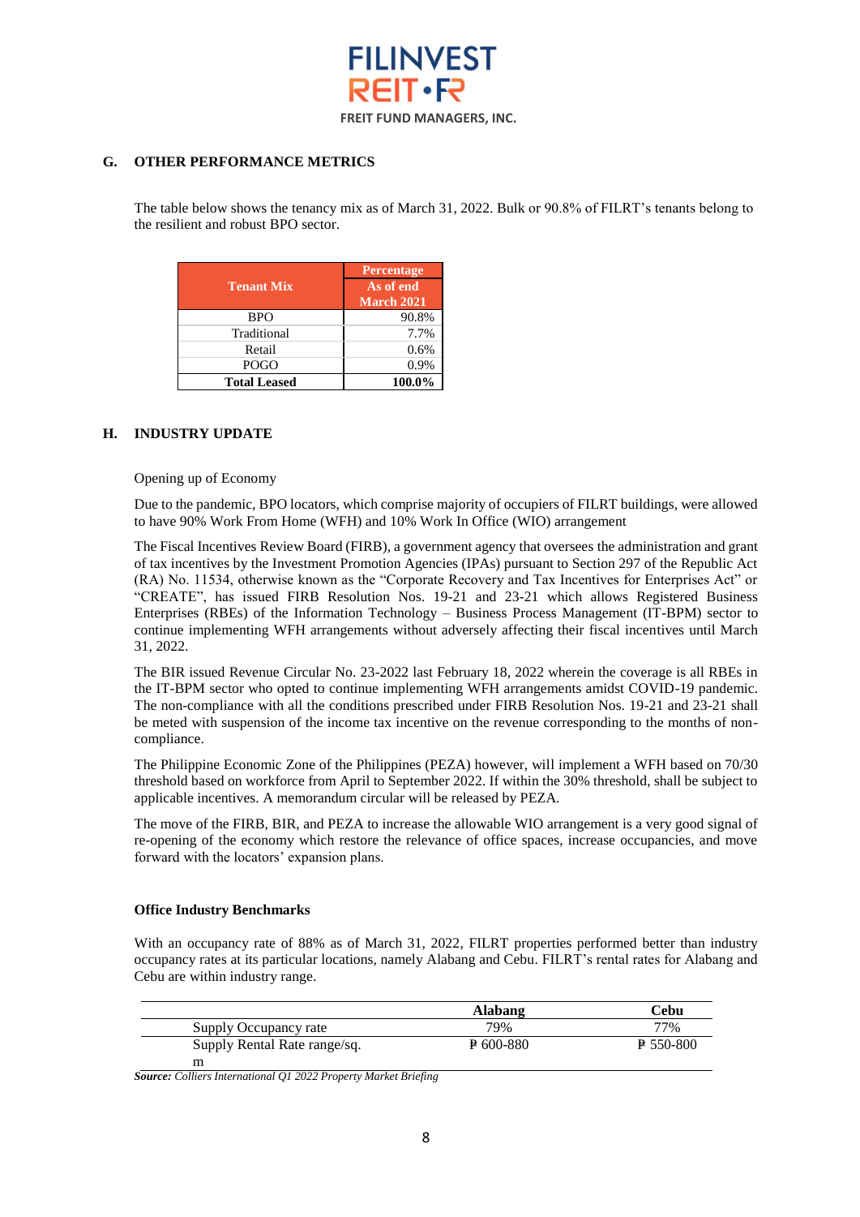## G. OTHER PERFORMANCE METRICS

The table below shows the tenancy mix as of March 31, 2022. Bulk or 90.8% of FILRT's tenants belong to the resilient and robust BPO sector.

| Tenant Mix | Percentage As of end March 2021 |
|---|---|
| BPO | 90.8% |
| Traditional | 7.7% |
| Retail | 0.6% |
| POGO | 0.9% |
| **Total Leased** | **100.0%** |

## H. INDUSTRY UPDATE

Opening up of Economy

Due to the pandemic, BPO locators, which comprise majority of occupiers of FILRT buildings, were allowed to have 90% Work From Home (WFH) and 10% Work In Office (WIO) arrangement

The Fiscal Incentives Review Board (FIRB), a government agency that oversees the administration and grant of tax incentives by the Investment Promotion Agencies (IPAs) pursuant to Section 297 of the Republic Act (RA) No. 11534, otherwise known as the "Corporate Recovery and Tax Incentives for Enterprises Act" or "CREATE", has issued FIRB Resolution Nos. 19-21 and 23-21 which allows Registered Business Enterprises (RBEs) of the Information Technology – Business Process Management (IT-BPM) sector to continue implementing WFH arrangements without adversely affecting their fiscal incentives until March 31, 2022.

The BIR issued Revenue Circular No. 23-2022 last February 18, 2022 wherein the coverage is all RBEs in the IT-BPM sector who opted to continue implementing WFH arrangements amidst COVID-19 pandemic. The non-compliance with all the conditions prescribed under FIRB Resolution Nos. 19-21 and 23-21 shall be meted with suspension of the income tax incentive on the revenue corresponding to the months of non-compliance.

The Philippine Economic Zone of the Philippines (PEZA) however, will implement a WFH based on 70/30 threshold based on workforce from April to September 2022. If within the 30% threshold, shall be subject to applicable incentives. A memorandum circular will be released by PEZA.

The move of the FIRB, BIR, and PEZA to increase the allowable WIO arrangement is a very good signal of re-opening of the economy which restore the relevance of office spaces, increase occupancies, and move forward with the locators' expansion plans.

**Office Industry Benchmarks**

With an occupancy rate of 88% as of March 31, 2022, FILRT properties performed better than industry occupancy rates at its particular locations, namely Alabang and Cebu. FILRT's rental rates for Alabang and Cebu are within industry range.

| | Alabang | Cebu |
|---|---|---|
| Supply Occupancy rate | 79% | 77% |
| Supply Rental Rate range/sq. m | ₱ 600-880 | ₱ 550-800 |

***Source:*** *Colliers International Q1 2022 Property Market Briefing*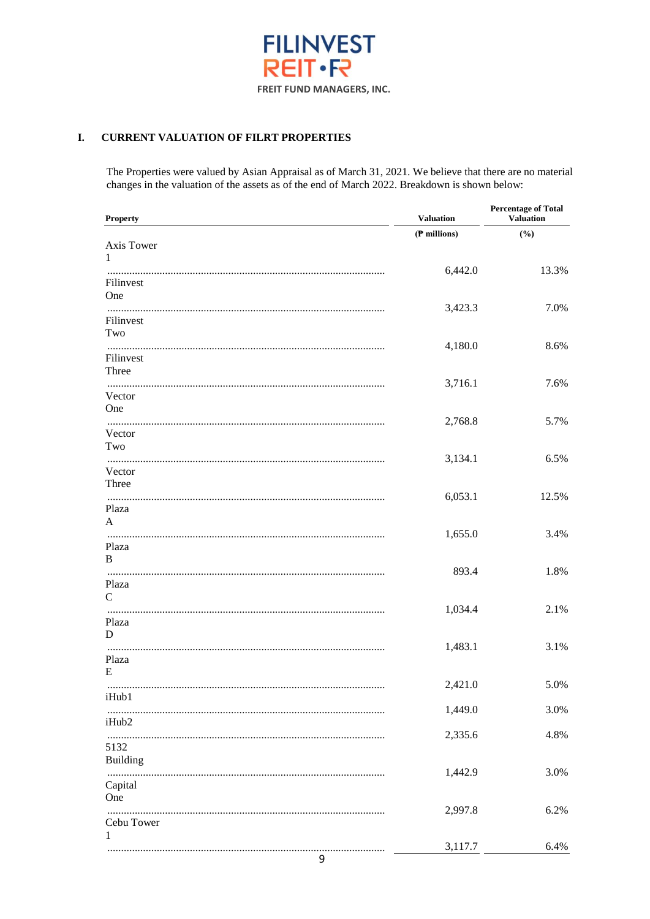FILINVEST REIT • FR

FREIT FUND MANAGERS, INC.

## I. CURRENT VALUATION OF FILRT PROPERTIES

The Properties were valued by Asian Appraisal as of March 31, 2021. We believe that there are no material changes in the valuation of the assets as of the end of March 2022. Breakdown is shown below:

| Property | Valuation | Percentage of Total Valuation |
|---|---|---|
| | (₱ millions) | (%) |
| Axis Tower 1 | 6,442.0 | 13.3% |
| Filinvest One | 3,423.3 | 7.0% |
| Filinvest Two | 4,180.0 | 8.6% |
| Filinvest Three | 3,716.1 | 7.6% |
| Vector One | 2,768.8 | 5.7% |
| Vector Two | 3,134.1 | 6.5% |
| Vector Three | 6,053.1 | 12.5% |
| Plaza A | 1,655.0 | 3.4% |
| Plaza B | 893.4 | 1.8% |
| Plaza C | 1,034.4 | 2.1% |
| Plaza D | 1,483.1 | 3.1% |
| Plaza E | 2,421.0 | 5.0% |
| iHub1 | 1,449.0 | 3.0% |
| iHub2 | 2,335.6 | 4.8% |
| 5132 Building | 1,442.9 | 3.0% |
| Capital One | 2,997.8 | 6.2% |
| Cebu Tower 1 | 3,117.7 | 6.4% |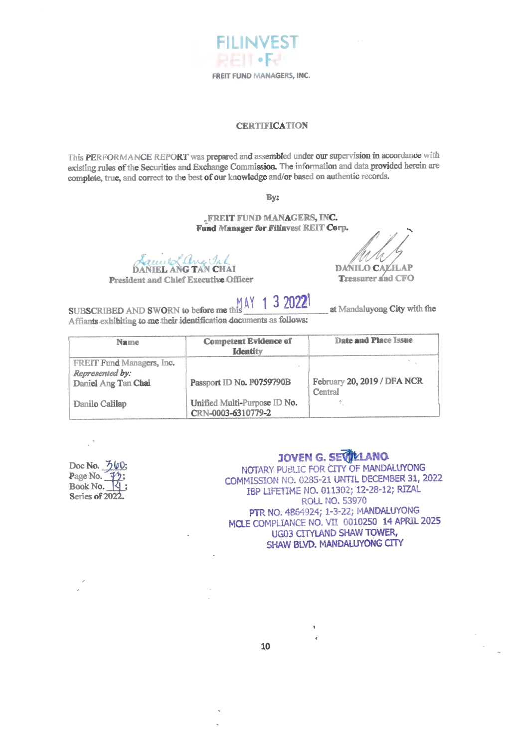FILINVEST REIT • F

FREIT FUND MANAGERS, INC.

## CERTIFICATION

This **PERFORMANCE REPORT** was prepared and assembled under our supervision in accordance with existing rules of the Securities and Exchange Commission. The information and data provided herein are complete, true, and correct to the best of our knowledge and/or based on authentic records.

By:

**FREIT FUND MANAGERS, INC.**
**Fund Manager for Filinvest REIT Corp.**

**DANIEL ANG TAN CHAI**
President and Chief Executive Officer

**DANILO CALILAP**
Treasurer and CFO

SUBSCRIBED AND SWORN to before me this MAY 13 2022 at Mandaluyong City with the Affiants exhibiting to me their identification documents as follows:

| Name | Competent Evidence of Identity | Date and Place Issue |
|---|---|---|
| FREIT Fund Managers, Inc. *Represented by:* | | |
| Daniel Ang Tan Chai | Passport ID No. P0759790B | February 20, 2019 / DFA NCR Central |
| Danilo Calilap | Unified Multi-Purpose ID No. CRN-0003-6310779-2 | |

Doc No. 360;
Page No. 73;
Book No. 14;
Series of 2022.

JOVEN G. SEVILLANO
NOTARY PUBLIC FOR CITY OF MANDALUYONG
COMMISSION NO. 0285-21 UNTIL DECEMBER 31, 2022
IBP LIFETIME NO. 011302; 12-28-12; RIZAL
ROLL NO. 53970
PTR NO. 4864924; 1-3-22; MANDALUYONG
MCLE COMPLIANCE NO. VII 0010250 14 APRIL 2025
UG03 CITYLAND SHAW TOWER,
SHAW BLVD. MANDALUYONG CITY